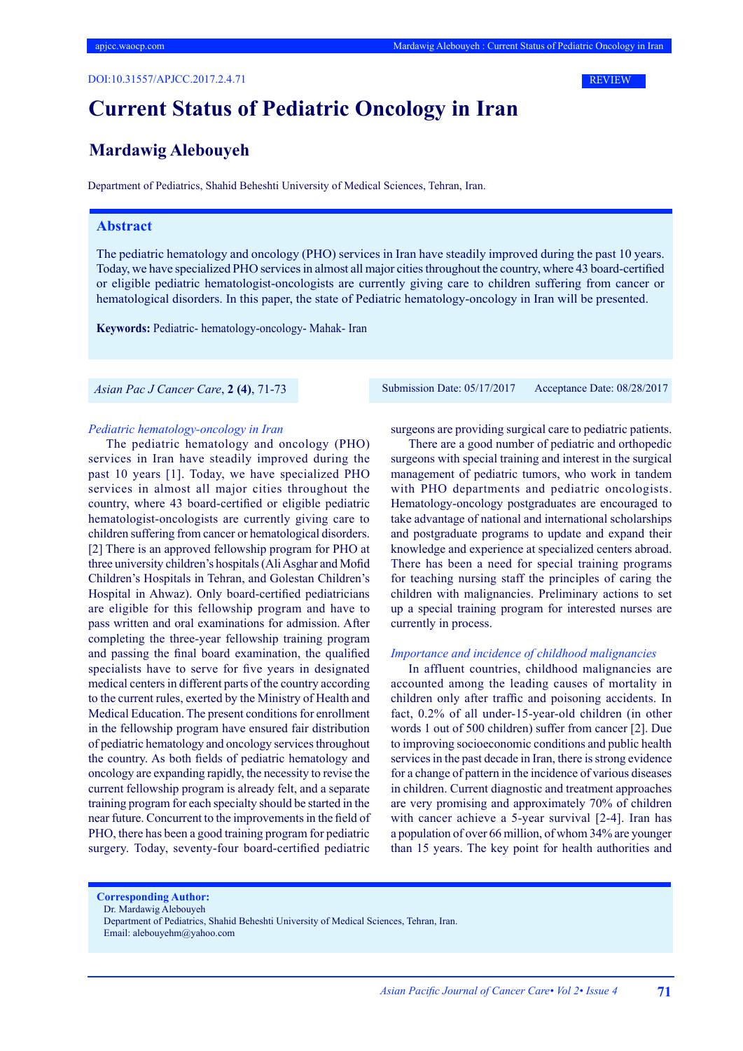DOI:10.31557/APJCC.2017.2.4.71

REVIEW

# Current Status of Pediatric Oncology in Iran

## Mardawig Alebouyeh

Department of Pediatrics, Shahid Beheshti University of Medical Sciences, Tehran, Iran.

### Abstract

The pediatric hematology and oncology (PHO) services in Iran have steadily improved during the past 10 years. Today, we have specialized PHO services in almost all major cities throughout the country, where 43 board-certified or eligible pediatric hematologist-oncologists are currently giving care to children suffering from cancer or hematological disorders. In this paper, the state of Pediatric hematology-oncology in Iran will be presented.

**Keywords:** Pediatric- hematology-oncology- Mahak- Iran

*Asian Pac J Cancer Care*, **2 (4)**, 71-73

Submission Date: 05/17/2017 Acceptance Date: 08/28/2017

### *Pediatric hematology-oncology in Iran*

The pediatric hematology and oncology (PHO) services in Iran have steadily improved during the past 10 years [1]. Today, we have specialized PHO services in almost all major cities throughout the country, where 43 board-certified or eligible pediatric hematologist-oncologists are currently giving care to children suffering from cancer or hematological disorders. [2] There is an approved fellowship program for PHO at three university children's hospitals (Ali Asghar and Mofid Children's Hospitals in Tehran, and Golestan Children's Hospital in Ahwaz). Only board-certified pediatricians are eligible for this fellowship program and have to pass written and oral examinations for admission. After completing the three-year fellowship training program and passing the final board examination, the qualified specialists have to serve for five years in designated medical centers in different parts of the country according to the current rules, exerted by the Ministry of Health and Medical Education. The present conditions for enrollment in the fellowship program have ensured fair distribution of pediatric hematology and oncology services throughout the country. As both fields of pediatric hematology and oncology are expanding rapidly, the necessity to revise the current fellowship program is already felt, and a separate training program for each specialty should be started in the near future. Concurrent to the improvements in the field of PHO, there has been a good training program for pediatric surgery. Today, seventy-four board-certified pediatric surgeons are providing surgical care to pediatric patients.

There are a good number of pediatric and orthopedic surgeons with special training and interest in the surgical management of pediatric tumors, who work in tandem with PHO departments and pediatric oncologists. Hematology-oncology postgraduates are encouraged to take advantage of national and international scholarships and postgraduate programs to update and expand their knowledge and experience at specialized centers abroad. There has been a need for special training programs for teaching nursing staff the principles of caring the children with malignancies. Preliminary actions to set up a special training program for interested nurses are currently in process.

### *Importance and incidence of childhood malignancies*

In affluent countries, childhood malignancies are accounted among the leading causes of mortality in children only after traffic and poisoning accidents. In fact, 0.2% of all under-15-year-old children (in other words 1 out of 500 children) suffer from cancer [2]. Due to improving socioeconomic conditions and public health services in the past decade in Iran, there is strong evidence for a change of pattern in the incidence of various diseases in children. Current diagnostic and treatment approaches are very promising and approximately 70% of children with cancer achieve a 5-year survival [2-4]. Iran has a population of over 66 million, of whom 34% are younger than 15 years. The key point for health authorities and

**Corresponding Author:**
Dr. Mardawig Alebouyeh
Department of Pediatrics, Shahid Beheshti University of Medical Sciences, Tehran, Iran.
Email: alebouyehm@yahoo.com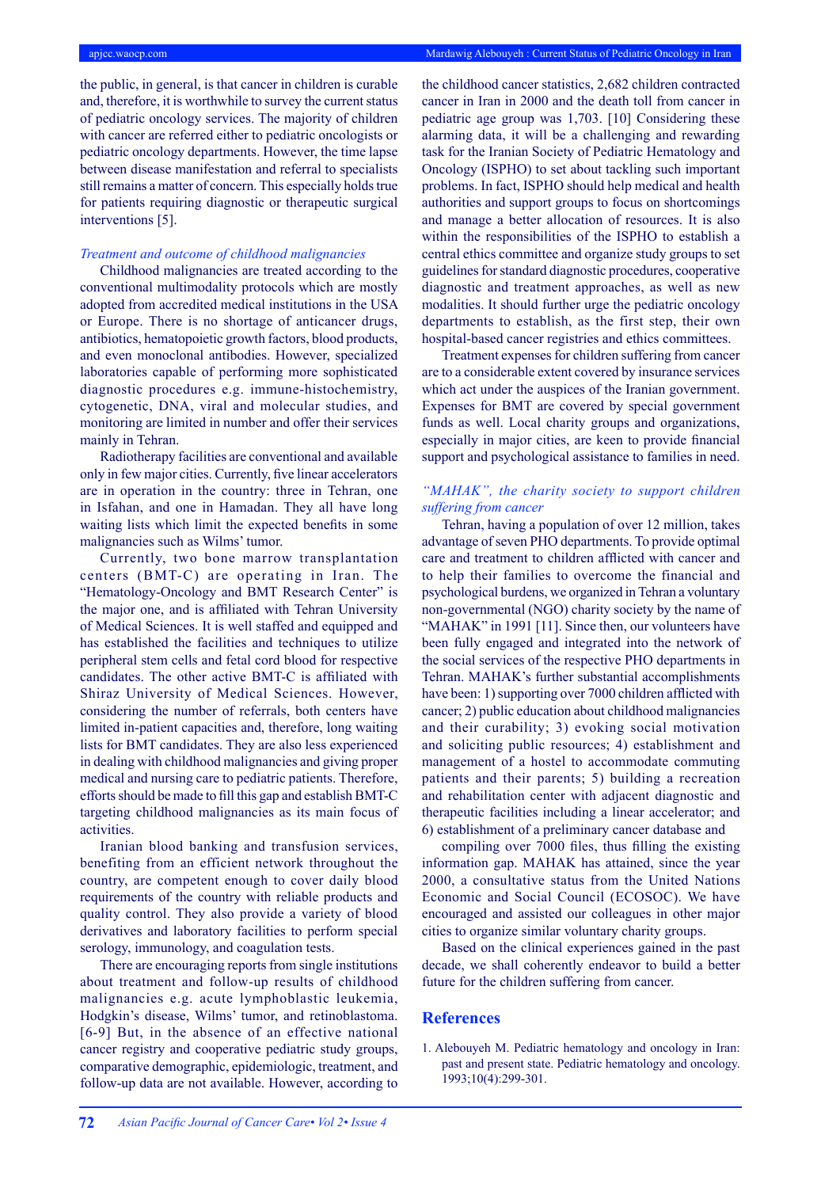the public, in general, is that cancer in children is curable and, therefore, it is worthwhile to survey the current status of pediatric oncology services. The majority of children with cancer are referred either to pediatric oncologists or pediatric oncology departments. However, the time lapse between disease manifestation and referral to specialists still remains a matter of concern. This especially holds true for patients requiring diagnostic or therapeutic surgical interventions [5].

*Treatment and outcome of childhood malignancies*

Childhood malignancies are treated according to the conventional multimodality protocols which are mostly adopted from accredited medical institutions in the USA or Europe. There is no shortage of anticancer drugs, antibiotics, hematopoietic growth factors, blood products, and even monoclonal antibodies. However, specialized laboratories capable of performing more sophisticated diagnostic procedures e.g. immune-histochemistry, cytogenetic, DNA, viral and molecular studies, and monitoring are limited in number and offer their services mainly in Tehran.

Radiotherapy facilities are conventional and available only in few major cities. Currently, five linear accelerators are in operation in the country: three in Tehran, one in Isfahan, and one in Hamadan. They all have long waiting lists which limit the expected benefits in some malignancies such as Wilms' tumor.

Currently, two bone marrow transplantation centers (BMT-C) are operating in Iran. The "Hematology-Oncology and BMT Research Center" is the major one, and is affiliated with Tehran University of Medical Sciences. It is well staffed and equipped and has established the facilities and techniques to utilize peripheral stem cells and fetal cord blood for respective candidates. The other active BMT-C is affiliated with Shiraz University of Medical Sciences. However, considering the number of referrals, both centers have limited in-patient capacities and, therefore, long waiting lists for BMT candidates. They are also less experienced in dealing with childhood malignancies and giving proper medical and nursing care to pediatric patients. Therefore, efforts should be made to fill this gap and establish BMT-C targeting childhood malignancies as its main focus of activities.

Iranian blood banking and transfusion services, benefiting from an efficient network throughout the country, are competent enough to cover daily blood requirements of the country with reliable products and quality control. They also provide a variety of blood derivatives and laboratory facilities to perform special serology, immunology, and coagulation tests.

There are encouraging reports from single institutions about treatment and follow-up results of childhood malignancies e.g. acute lymphoblastic leukemia, Hodgkin's disease, Wilms' tumor, and retinoblastoma. [6-9] But, in the absence of an effective national cancer registry and cooperative pediatric study groups, comparative demographic, epidemiologic, treatment, and follow-up data are not available. However, according to the childhood cancer statistics, 2,682 children contracted cancer in Iran in 2000 and the death toll from cancer in pediatric age group was 1,703. [10] Considering these alarming data, it will be a challenging and rewarding task for the Iranian Society of Pediatric Hematology and Oncology (ISPHO) to set about tackling such important problems. In fact, ISPHO should help medical and health authorities and support groups to focus on shortcomings and manage a better allocation of resources. It is also within the responsibilities of the ISPHO to establish a central ethics committee and organize study groups to set guidelines for standard diagnostic procedures, cooperative diagnostic and treatment approaches, as well as new modalities. It should further urge the pediatric oncology departments to establish, as the first step, their own hospital-based cancer registries and ethics committees.

Treatment expenses for children suffering from cancer are to a considerable extent covered by insurance services which act under the auspices of the Iranian government. Expenses for BMT are covered by special government funds as well. Local charity groups and organizations, especially in major cities, are keen to provide financial support and psychological assistance to families in need.

*"MAHAK", the charity society to support children suffering from cancer*

Tehran, having a population of over 12 million, takes advantage of seven PHO departments. To provide optimal care and treatment to children afflicted with cancer and to help their families to overcome the financial and psychological burdens, we organized in Tehran a voluntary non-governmental (NGO) charity society by the name of "MAHAK" in 1991 [11]. Since then, our volunteers have been fully engaged and integrated into the network of the social services of the respective PHO departments in Tehran. MAHAK's further substantial accomplishments have been: 1) supporting over 7000 children afflicted with cancer; 2) public education about childhood malignancies and their curability; 3) evoking social motivation and soliciting public resources; 4) establishment and management of a hostel to accommodate commuting patients and their parents; 5) building a recreation and rehabilitation center with adjacent diagnostic and therapeutic facilities including a linear accelerator; and 6) establishment of a preliminary cancer database and compiling over 7000 files, thus filling the existing information gap. MAHAK has attained, since the year 2000, a consultative status from the United Nations Economic and Social Council (ECOSOC). We have encouraged and assisted our colleagues in other major cities to organize similar voluntary charity groups.

Based on the clinical experiences gained in the past decade, we shall coherently endeavor to build a better future for the children suffering from cancer.

## References

1. Alebouyeh M. Pediatric hematology and oncology in Iran: past and present state. Pediatric hematology and oncology. 1993;10(4):299-301.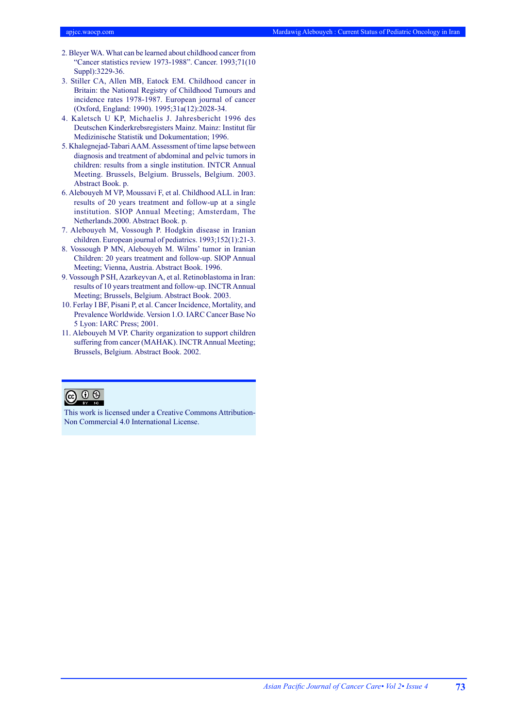2. Bleyer WA. What can be learned about childhood cancer from "Cancer statistics review 1973-1988". Cancer. 1993;71(10 Suppl):3229-36.
3. Stiller CA, Allen MB, Eatock EM. Childhood cancer in Britain: the National Registry of Childhood Tumours and incidence rates 1978-1987. European journal of cancer (Oxford, England: 1990). 1995;31a(12):2028-34.
4. Kaletsch U KP, Michaelis J. Jahresbericht 1996 des Deutschen Kinderkrebsregisters Mainz. Mainz: Institut für Medizinische Statistik und Dokumentation; 1996.
5. Khalegnejad-Tabari AAM. Assessment of time lapse between diagnosis and treatment of abdominal and pelvic tumors in children: results from a single institution. INTCR Annual Meeting. Brussels, Belgium. Brussels, Belgium. 2003. Abstract Book. p.
6. Alebouyeh M VP, Moussavi F, et al. Childhood ALL in Iran: results of 20 years treatment and follow-up at a single institution. SIOP Annual Meeting; Amsterdam, The Netherlands.2000. Abstract Book. p.
7. Alebouyeh M, Vossough P. Hodgkin disease in Iranian children. European journal of pediatrics. 1993;152(1):21-3.
8. Vossough P MN, Alebouyeh M. Wilms' tumor in Iranian Children: 20 years treatment and follow-up. SIOP Annual Meeting; Vienna, Austria. Abstract Book. 1996.
9. Vossough P SH, Azarkeyvan A, et al. Retinoblastoma in Iran: results of 10 years treatment and follow-up. INCTR Annual Meeting; Brussels, Belgium. Abstract Book. 2003.
10. Ferlay I BF, Pisani P, et al. Cancer Incidence, Mortality, and Prevalence Worldwide. Version 1.O. IARC Cancer Base No 5 Lyon: IARC Press; 2001.
11. Alebouyeh M VP. Charity organization to support children suffering from cancer (MAHAK). INCTR Annual Meeting; Brussels, Belgium. Abstract Book. 2002.

This work is licensed under a Creative Commons Attribution-Non Commercial 4.0 International License.